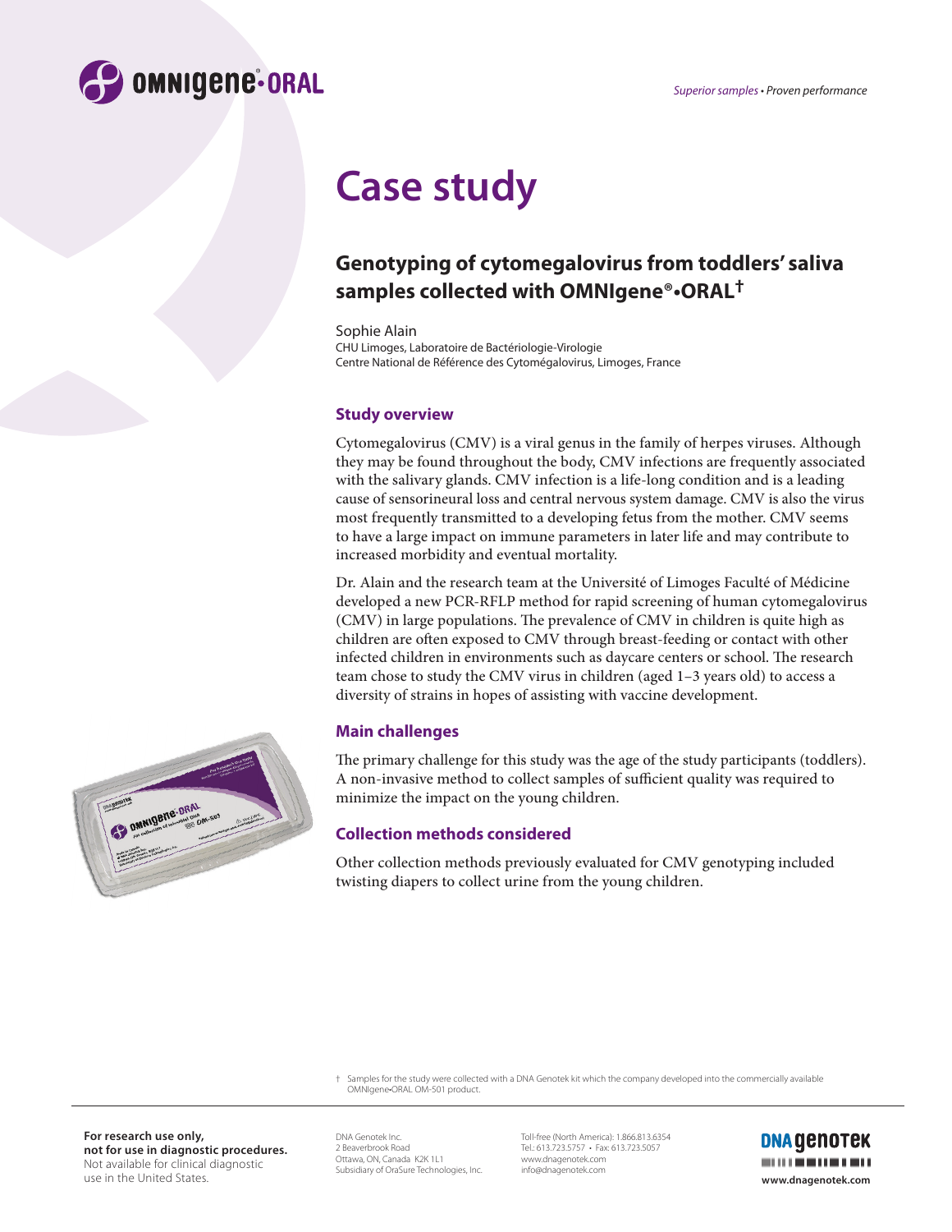OMNIgene®•ORAL

*Superior samples* • *Proven performance*

# Case study

## Genotyping of cytomegalovirus from toddlers' saliva samples collected with OMNIgene®•ORAL†

Sophie Alain
CHU Limoges, Laboratoire de Bactériologie-Virologie
Centre National de Référence des Cytomégalovirus, Limoges, France

### Study overview

Cytomegalovirus (CMV) is a viral genus in the family of herpes viruses. Although they may be found throughout the body, CMV infections are frequently associated with the salivary glands. CMV infection is a life-long condition and is a leading cause of sensorineural loss and central nervous system damage. CMV is also the virus most frequently transmitted to a developing fetus from the mother. CMV seems to have a large impact on immune parameters in later life and may contribute to increased morbidity and eventual mortality.

Dr. Alain and the research team at the Université of Limoges Faculté of Médicine developed a new PCR-RFLP method for rapid screening of human cytomegalovirus (CMV) in large populations. The prevalence of CMV in children is quite high as children are often exposed to CMV through breast-feeding or contact with other infected children in environments such as daycare centers or school. The research team chose to study the CMV virus in children (aged 1–3 years old) to access a diversity of strains in hopes of assisting with vaccine development.

### Main challenges

The primary challenge for this study was the age of the study participants (toddlers). A non-invasive method to collect samples of sufficient quality was required to minimize the impact on the young children.

### Collection methods considered

Other collection methods previously evaluated for CMV genotyping included twisting diapers to collect urine from the young children.

† Samples for the study were collected with a DNA Genotek kit which the company developed into the commercially available OMNIgene•ORAL OM-501 product.

**For research use only, not for use in diagnostic procedures.** Not available for clinical diagnostic use in the United States.

DNA Genotek Inc.
2 Beaverbrook Road
Ottawa, ON, Canada K2K 1L1
Subsidiary of OraSure Technologies, Inc.

Toll-free (North America): 1.866.813.6354
Tel.: 613.723.5757 • Fax: 613.723.5057
www.dnagenotek.com
info@dnagenotek.com

DNA GENOTEK
www.dnagenotek.com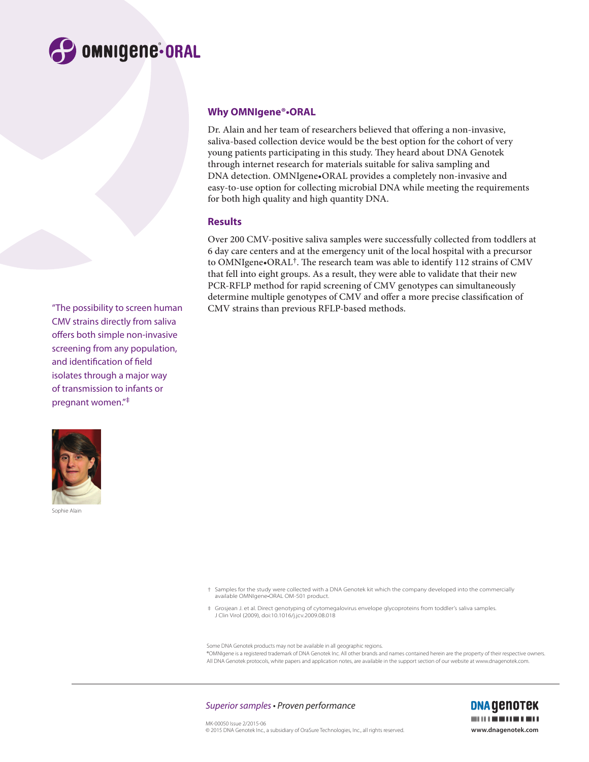OMNIgene®•ORAL

## Why OMNIgene®•ORAL

Dr. Alain and her team of researchers believed that offering a non-invasive, saliva-based collection device would be the best option for the cohort of very young patients participating in this study. They heard about DNA Genotek through internet research for materials suitable for saliva sampling and DNA detection. OMNIgene•ORAL provides a completely non-invasive and easy-to-use option for collecting microbial DNA while meeting the requirements for both high quality and high quantity DNA.

## Results

Over 200 CMV-positive saliva samples were successfully collected from toddlers at 6 day care centers and at the emergency unit of the local hospital with a precursor to OMNIgene•ORAL[†]. The research team was able to identify 112 strains of CMV that fell into eight groups. As a result, they were able to validate that their new PCR-RFLP method for rapid screening of CMV genotypes can simultaneously determine multiple genotypes of CMV and offer a more precise classification of CMV strains than previous RFLP-based methods.

"The possibility to screen human CMV strains directly from saliva offers both simple non-invasive screening from any population, and identification of field isolates through a major way of transmission to infants or pregnant women."[‡]

Sophie Alain

† Samples for the study were collected with a DNA Genotek kit which the company developed into the commercially available OMNIgene•ORAL OM-501 product.

‡ Grosjean J. et al. Direct genotyping of cytomegalovirus envelope glycoproteins from toddler's saliva samples. J Clin Virol (2009), doi:10.1016/j.jcv.2009.08.018

Some DNA Genotek products may not be available in all geographic regions.
®OMNIgene is a registered trademark of DNA Genotek Inc. All other brands and names contained herein are the property of their respective owners.
All DNA Genotek protocols, white papers and application notes, are available in the support section of our website at www.dnagenotek.com.

*Superior samples* • *Proven performance*

MK-00050 Issue 2/2015-06
© 2015 DNA Genotek Inc., a subsidiary of OraSure Technologies, Inc., all rights reserved.

DNA genotek
www.dnagenotek.com